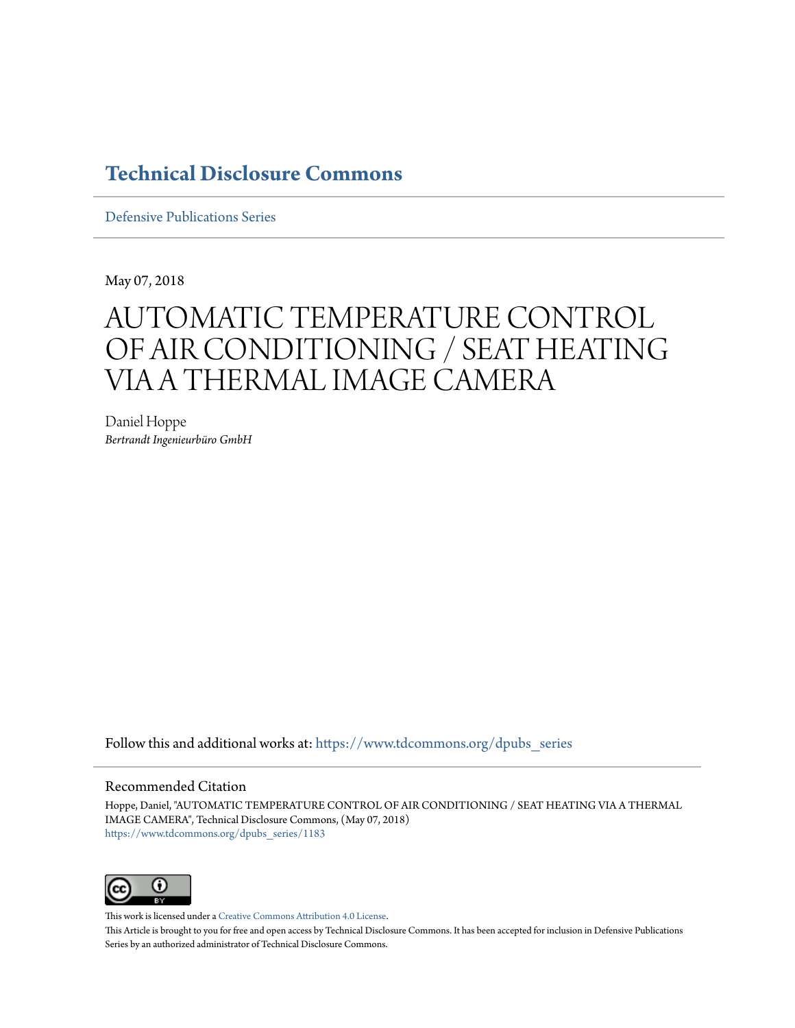# Technical Disclosure Commons

Defensive Publications Series

May 07, 2018

# AUTOMATIC TEMPERATURE CONTROL OF AIR CONDITIONING / SEAT HEATING VIA A THERMAL IMAGE CAMERA

Daniel Hoppe

*Bertrandt Ingenieurbüro GmbH*

Follow this and additional works at: https://www.tdcommons.org/dpubs_series

## Recommended Citation

Hoppe, Daniel, "AUTOMATIC TEMPERATURE CONTROL OF AIR CONDITIONING / SEAT HEATING VIA A THERMAL IMAGE CAMERA", Technical Disclosure Commons, (May 07, 2018)
https://www.tdcommons.org/dpubs_series/1183

This work is licensed under a Creative Commons Attribution 4.0 License.

This Article is brought to you for free and open access by Technical Disclosure Commons. It has been accepted for inclusion in Defensive Publications Series by an authorized administrator of Technical Disclosure Commons.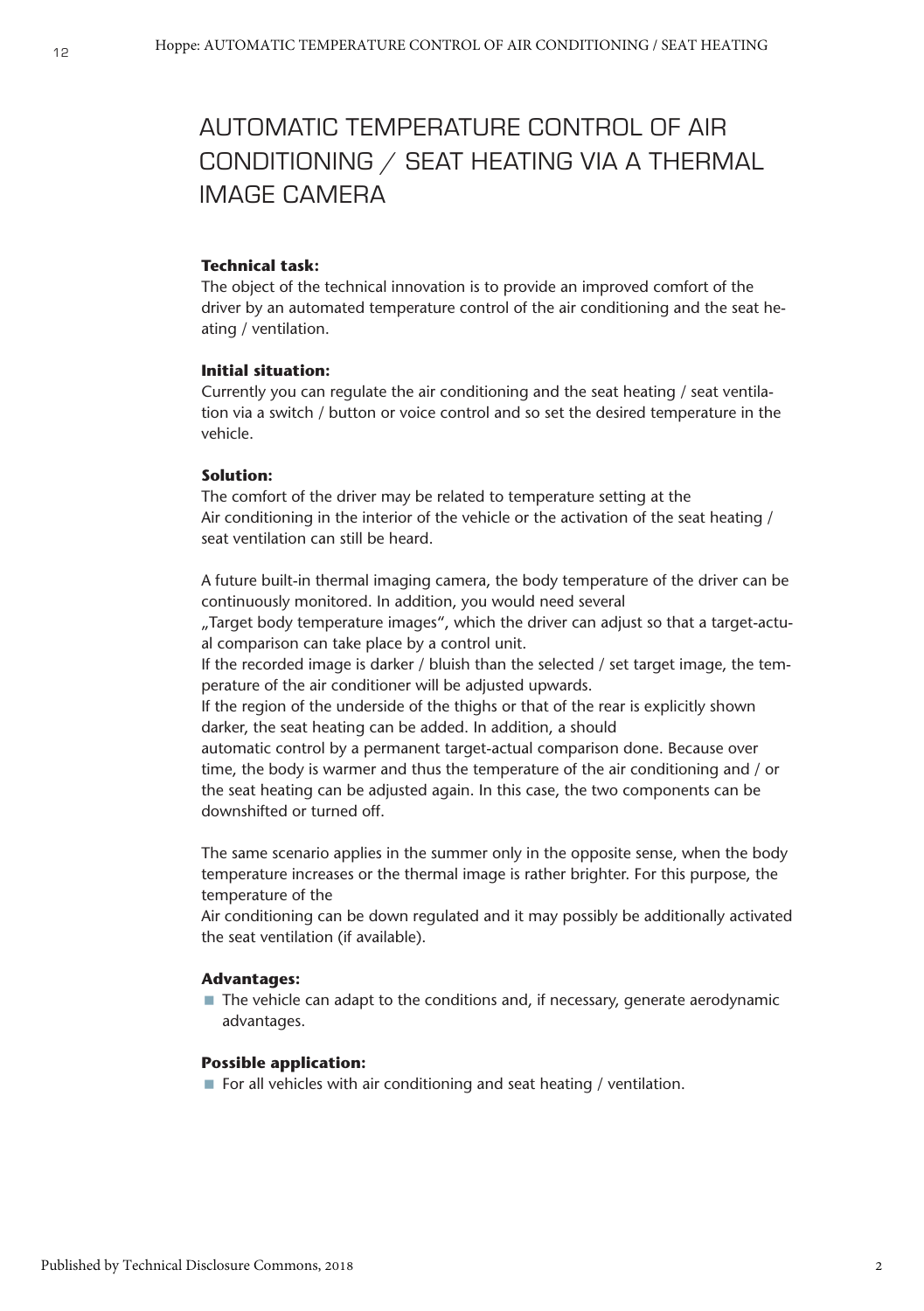# AUTOMATIC TEMPERATURE CONTROL OF AIR CONDITIONING / SEAT HEATING VIA A THERMAL IMAGE CAMERA

**Technical task:**

The object of the technical innovation is to provide an improved comfort of the driver by an automated temperature control of the air conditioning and the seat heating / ventilation.

**Initial situation:**

Currently you can regulate the air conditioning and the seat heating / seat ventilation via a switch / button or voice control and so set the desired temperature in the vehicle.

**Solution:**

The comfort of the driver may be related to temperature setting at the Air conditioning in the interior of the vehicle or the activation of the seat heating / seat ventilation can still be heard.

A future built-in thermal imaging camera, the body temperature of the driver can be continuously monitored. In addition, you would need several „Target body temperature images", which the driver can adjust so that a target-actual comparison can take place by a control unit.
If the recorded image is darker / bluish than the selected / set target image, the temperature of the air conditioner will be adjusted upwards.
If the region of the underside of the thighs or that of the rear is explicitly shown darker, the seat heating can be added. In addition, a should automatic control by a permanent target-actual comparison done. Because over time, the body is warmer and thus the temperature of the air conditioning and / or the seat heating can be adjusted again. In this case, the two components can be downshifted or turned off.

The same scenario applies in the summer only in the opposite sense, when the body temperature increases or the thermal image is rather brighter. For this purpose, the temperature of the Air conditioning can be down regulated and it may possibly be additionally activated the seat ventilation (if available).

**Advantages:**

- The vehicle can adapt to the conditions and, if necessary, generate aerodynamic advantages.

**Possible application:**

- For all vehicles with air conditioning and seat heating / ventilation.